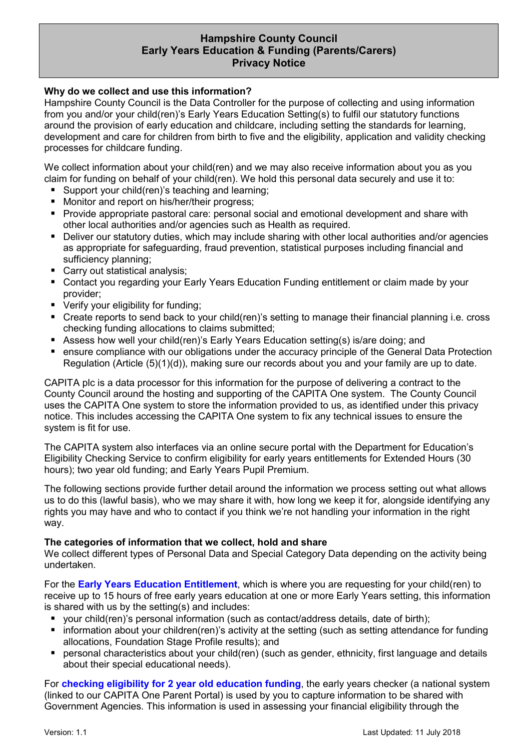# Hampshire County Council
# Early Years Education & Funding (Parents/Carers)
# Privacy Notice

**Why do we collect and use this information?**

Hampshire County Council is the Data Controller for the purpose of collecting and using information from you and/or your child(ren)'s Early Years Education Setting(s) to fulfil our statutory functions around the provision of early education and childcare, including setting the standards for learning, development and care for children from birth to five and the eligibility, application and validity checking processes for childcare funding.

We collect information about your child(ren) and we may also receive information about you as you claim for funding on behalf of your child(ren). We hold this personal data securely and use it to:

- Support your child(ren)'s teaching and learning;
- Monitor and report on his/her/their progress;
- Provide appropriate pastoral care: personal social and emotional development and share with other local authorities and/or agencies such as Health as required.
- Deliver our statutory duties, which may include sharing with other local authorities and/or agencies as appropriate for safeguarding, fraud prevention, statistical purposes including financial and sufficiency planning;
- Carry out statistical analysis;
- Contact you regarding your Early Years Education Funding entitlement or claim made by your provider;
- Verify your eligibility for funding;
- Create reports to send back to your child(ren)'s setting to manage their financial planning i.e. cross checking funding allocations to claims submitted;
- Assess how well your child(ren)'s Early Years Education setting(s) is/are doing; and
- ensure compliance with our obligations under the accuracy principle of the General Data Protection Regulation (Article (5)(1)(d)), making sure our records about you and your family are up to date.

CAPITA plc is a data processor for this information for the purpose of delivering a contract to the County Council around the hosting and supporting of the CAPITA One system. The County Council uses the CAPITA One system to store the information provided to us, as identified under this privacy notice. This includes accessing the CAPITA One system to fix any technical issues to ensure the system is fit for use.

The CAPITA system also interfaces via an online secure portal with the Department for Education's Eligibility Checking Service to confirm eligibility for early years entitlements for Extended Hours (30 hours); two year old funding; and Early Years Pupil Premium.

The following sections provide further detail around the information we process setting out what allows us to do this (lawful basis), who we may share it with, how long we keep it for, alongside identifying any rights you may have and who to contact if you think we're not handling your information in the right way.

**The categories of information that we collect, hold and share**

We collect different types of Personal Data and Special Category Data depending on the activity being undertaken.

For the **Early Years Education Entitlement**, which is where you are requesting for your child(ren) to receive up to 15 hours of free early years education at one or more Early Years setting, this information is shared with us by the setting(s) and includes:

- your child(ren)'s personal information (such as contact/address details, date of birth);
- information about your children(ren)'s activity at the setting (such as setting attendance for funding allocations, Foundation Stage Profile results); and
- personal characteristics about your child(ren) (such as gender, ethnicity, first language and details about their special educational needs).

For **checking eligibility for 2 year old education funding**, the early years checker (a national system (linked to our CAPITA One Parent Portal) is used by you to capture information to be shared with Government Agencies. This information is used in assessing your financial eligibility through the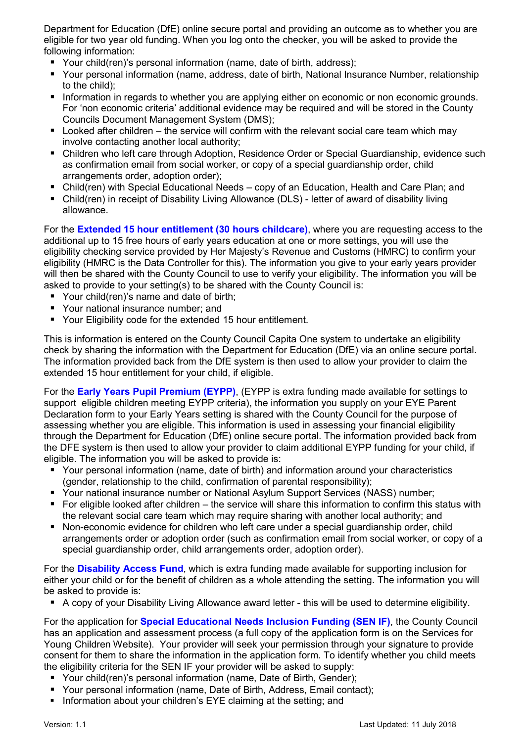Department for Education (DfE) online secure portal and providing an outcome as to whether you are eligible for two year old funding. When you log onto the checker, you will be asked to provide the following information:

- Your child(ren)'s personal information (name, date of birth, address);
- Your personal information (name, address, date of birth, National Insurance Number, relationship to the child);
- Information in regards to whether you are applying either on economic or non economic grounds. For 'non economic criteria' additional evidence may be required and will be stored in the County Councils Document Management System (DMS);
- Looked after children – the service will confirm with the relevant social care team which may involve contacting another local authority;
- Children who left care through Adoption, Residence Order or Special Guardianship, evidence such as confirmation email from social worker, or copy of a special guardianship order, child arrangements order, adoption order);
- Child(ren) with Special Educational Needs – copy of an Education, Health and Care Plan; and
- Child(ren) in receipt of Disability Living Allowance (DLS) - letter of award of disability living allowance.

For the **Extended 15 hour entitlement (30 hours childcare)**, where you are requesting access to the additional up to 15 free hours of early years education at one or more settings, you will use the eligibility checking service provided by Her Majesty's Revenue and Customs (HMRC) to confirm your eligibility (HMRC is the Data Controller for this). The information you give to your early years provider will then be shared with the County Council to use to verify your eligibility. The information you will be asked to provide to your setting(s) to be shared with the County Council is:

- Your child(ren)'s name and date of birth;
- Your national insurance number; and
- Your Eligibility code for the extended 15 hour entitlement.

This is information is entered on the County Council Capita One system to undertake an eligibility check by sharing the information with the Department for Education (DfE) via an online secure portal. The information provided back from the DfE system is then used to allow your provider to claim the extended 15 hour entitlement for your child, if eligible.

For the **Early Years Pupil Premium (EYPP)**, (EYPP is extra funding made available for settings to support eligible children meeting EYPP criteria), the information you supply on your EYE Parent Declaration form to your Early Years setting is shared with the County Council for the purpose of assessing whether you are eligible. This information is used in assessing your financial eligibility through the Department for Education (DfE) online secure portal. The information provided back from the DFE system is then used to allow your provider to claim additional EYPP funding for your child, if eligible. The information you will be asked to provide is:

- Your personal information (name, date of birth) and information around your characteristics (gender, relationship to the child, confirmation of parental responsibility);
- Your national insurance number or National Asylum Support Services (NASS) number;
- For eligible looked after children – the service will share this information to confirm this status with the relevant social care team which may require sharing with another local authority; and
- Non-economic evidence for children who left care under a special guardianship order, child arrangements order or adoption order (such as confirmation email from social worker, or copy of a special guardianship order, child arrangements order, adoption order).

For the **Disability Access Fund**, which is extra funding made available for supporting inclusion for either your child or for the benefit of children as a whole attending the setting. The information you will be asked to provide is:

- A copy of your Disability Living Allowance award letter - this will be used to determine eligibility.

For the application for **Special Educational Needs Inclusion Funding (SEN IF)**, the County Council has an application and assessment process (a full copy of the application form is on the Services for Young Children Website). Your provider will seek your permission through your signature to provide consent for them to share the information in the application form. To identify whether you child meets the eligibility criteria for the SEN IF your provider will be asked to supply:

- Your child(ren)'s personal information (name, Date of Birth, Gender);
- Your personal information (name, Date of Birth, Address, Email contact);
- Information about your children's EYE claiming at the setting; and

Version: 1.1 Last Updated: 11 July 2018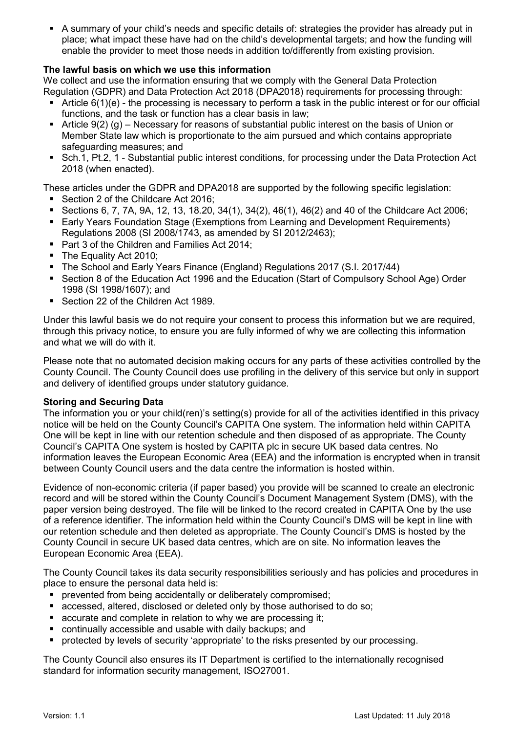- A summary of your child's needs and specific details of: strategies the provider has already put in place; what impact these have had on the child's developmental targets; and how the funding will enable the provider to meet those needs in addition to/differently from existing provision.

**The lawful basis on which we use this information**

We collect and use the information ensuring that we comply with the General Data Protection Regulation (GDPR) and Data Protection Act 2018 (DPA2018) requirements for processing through:

- Article 6(1)(e) - the processing is necessary to perform a task in the public interest or for our official functions, and the task or function has a clear basis in law;
- Article 9(2) (g) – Necessary for reasons of substantial public interest on the basis of Union or Member State law which is proportionate to the aim pursued and which contains appropriate safeguarding measures; and
- Sch.1, Pt.2, 1 - Substantial public interest conditions, for processing under the Data Protection Act 2018 (when enacted).

These articles under the GDPR and DPA2018 are supported by the following specific legislation:

- Section 2 of the Childcare Act 2016;
- Sections 6, 7, 7A, 9A, 12, 13, 18.20, 34(1), 34(2), 46(1), 46(2) and 40 of the Childcare Act 2006;
- Early Years Foundation Stage (Exemptions from Learning and Development Requirements) Regulations 2008 (SI 2008/1743, as amended by SI 2012/2463);
- Part 3 of the Children and Families Act 2014;
- The Equality Act 2010;
- The School and Early Years Finance (England) Regulations 2017 (S.I. 2017/44)
- Section 8 of the Education Act 1996 and the Education (Start of Compulsory School Age) Order 1998 (SI 1998/1607); and
- Section 22 of the Children Act 1989.

Under this lawful basis we do not require your consent to process this information but we are required, through this privacy notice, to ensure you are fully informed of why we are collecting this information and what we will do with it.

Please note that no automated decision making occurs for any parts of these activities controlled by the County Council. The County Council does use profiling in the delivery of this service but only in support and delivery of identified groups under statutory guidance.

**Storing and Securing Data**

The information you or your child(ren)'s setting(s) provide for all of the activities identified in this privacy notice will be held on the County Council's CAPITA One system. The information held within CAPITA One will be kept in line with our retention schedule and then disposed of as appropriate. The County Council's CAPITA One system is hosted by CAPITA plc in secure UK based data centres. No information leaves the European Economic Area (EEA) and the information is encrypted when in transit between County Council users and the data centre the information is hosted within.

Evidence of non-economic criteria (if paper based) you provide will be scanned to create an electronic record and will be stored within the County Council's Document Management System (DMS), with the paper version being destroyed. The file will be linked to the record created in CAPITA One by the use of a reference identifier. The information held within the County Council's DMS will be kept in line with our retention schedule and then deleted as appropriate. The County Council's DMS is hosted by the County Council in secure UK based data centres, which are on site. No information leaves the European Economic Area (EEA).

The County Council takes its data security responsibilities seriously and has policies and procedures in place to ensure the personal data held is:

- prevented from being accidentally or deliberately compromised;
- accessed, altered, disclosed or deleted only by those authorised to do so;
- accurate and complete in relation to why we are processing it;
- continually accessible and usable with daily backups; and
- protected by levels of security 'appropriate' to the risks presented by our processing.

The County Council also ensures its IT Department is certified to the internationally recognised standard for information security management, ISO27001.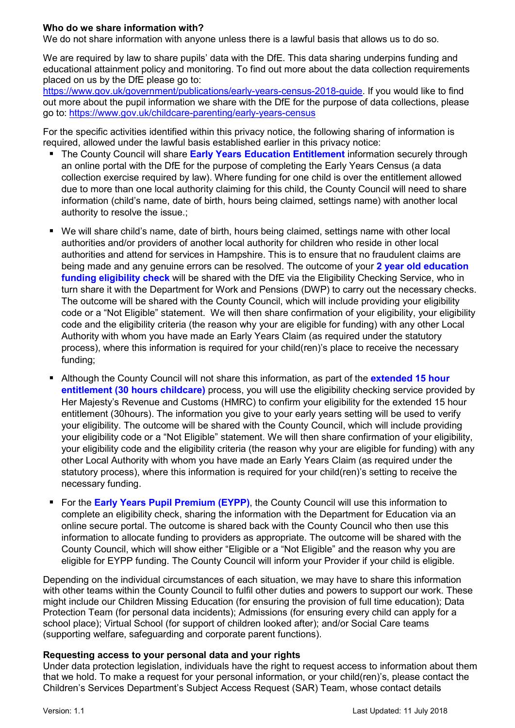**Who do we share information with?**
We do not share information with anyone unless there is a lawful basis that allows us to do so.

We are required by law to share pupils' data with the DfE. This data sharing underpins funding and educational attainment policy and monitoring. To find out more about the data collection requirements placed on us by the DfE please go to: [https://www.gov.uk/government/publications/early-years-census-2018-guide](https://www.gov.uk/government/publications/early-years-census-2018-guide). If you would like to find out more about the pupil information we share with the DfE for the purpose of data collections, please go to: [https://www.gov.uk/childcare-parenting/early-years-census](https://www.gov.uk/childcare-parenting/early-years-census)

For the specific activities identified within this privacy notice, the following sharing of information is required, allowed under the lawful basis established earlier in this privacy notice:

- The County Council will share **Early Years Education Entitlement** information securely through an online portal with the DfE for the purpose of completing the Early Years Census (a data collection exercise required by law). Where funding for one child is over the entitlement allowed due to more than one local authority claiming for this child, the County Council will need to share information (child's name, date of birth, hours being claimed, settings name) with another local authority to resolve the issue.;

- We will share child's name, date of birth, hours being claimed, settings name with other local authorities and/or providers of another local authority for children who reside in other local authorities and attend for services in Hampshire. This is to ensure that no fraudulent claims are being made and any genuine errors can be resolved. The outcome of your **2 year old education funding eligibility check** will be shared with the DfE via the Eligibility Checking Service, who in turn share it with the Department for Work and Pensions (DWP) to carry out the necessary checks. The outcome will be shared with the County Council, which will include providing your eligibility code or a "Not Eligible" statement. We will then share confirmation of your eligibility, your eligibility code and the eligibility criteria (the reason why your are eligible for funding) with any other Local Authority with whom you have made an Early Years Claim (as required under the statutory process), where this information is required for your child(ren)'s place to receive the necessary funding;

- Although the County Council will not share this information, as part of the **extended 15 hour entitlement (30 hours childcare)** process, you will use the eligibility checking service provided by Her Majesty's Revenue and Customs (HMRC) to confirm your eligibility for the extended 15 hour entitlement (30hours). The information you give to your early years setting will be used to verify your eligibility. The outcome will be shared with the County Council, which will include providing your eligibility code or a "Not Eligible" statement. We will then share confirmation of your eligibility, your eligibility code and the eligibility criteria (the reason why your are eligible for funding) with any other Local Authority with whom you have made an Early Years Claim (as required under the statutory process), where this information is required for your child(ren)'s setting to receive the necessary funding.

- For the **Early Years Pupil Premium (EYPP)**, the County Council will use this information to complete an eligibility check, sharing the information with the Department for Education via an online secure portal. The outcome is shared back with the County Council who then use this information to allocate funding to providers as appropriate. The outcome will be shared with the County Council, which will show either "Eligible or a "Not Eligible" and the reason why you are eligible for EYPP funding. The County Council will inform your Provider if your child is eligible.

Depending on the individual circumstances of each situation, we may have to share this information with other teams within the County Council to fulfil other duties and powers to support our work. These might include our Children Missing Education (for ensuring the provision of full time education); Data Protection Team (for personal data incidents); Admissions (for ensuring every child can apply for a school place); Virtual School (for support of children looked after); and/or Social Care teams (supporting welfare, safeguarding and corporate parent functions).

**Requesting access to your personal data and your rights**
Under data protection legislation, individuals have the right to request access to information about them that we hold. To make a request for your personal information, or your child(ren)'s, please contact the Children's Services Department's Subject Access Request (SAR) Team, whose contact details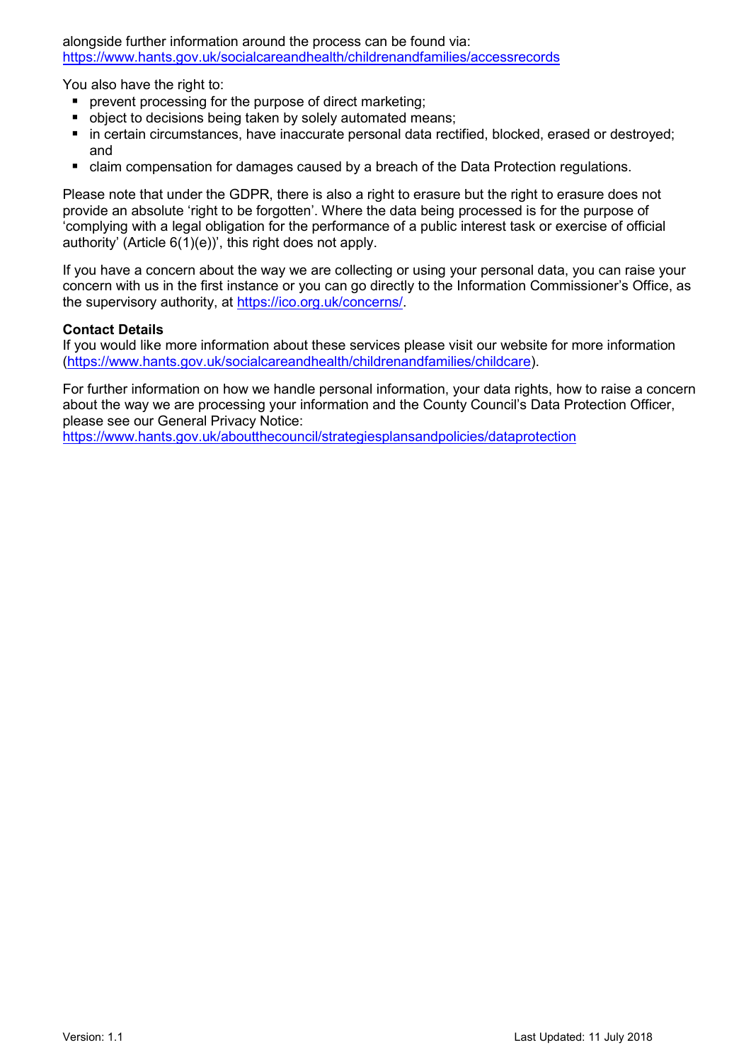alongside further information around the process can be found via: https://www.hants.gov.uk/socialcareandhealth/childrenandfamilies/accessrecords

You also have the right to:

- prevent processing for the purpose of direct marketing;
- object to decisions being taken by solely automated means;
- in certain circumstances, have inaccurate personal data rectified, blocked, erased or destroyed; and
- claim compensation for damages caused by a breach of the Data Protection regulations.

Please note that under the GDPR, there is also a right to erasure but the right to erasure does not provide an absolute 'right to be forgotten'. Where the data being processed is for the purpose of 'complying with a legal obligation for the performance of a public interest task or exercise of official authority' (Article 6(1)(e))', this right does not apply.

If you have a concern about the way we are collecting or using your personal data, you can raise your concern with us in the first instance or you can go directly to the Information Commissioner's Office, as the supervisory authority, at https://ico.org.uk/concerns/.

**Contact Details**

If you would like more information about these services please visit our website for more information (https://www.hants.gov.uk/socialcareandhealth/childrenandfamilies/childcare).

For further information on how we handle personal information, your data rights, how to raise a concern about the way we are processing your information and the County Council's Data Protection Officer, please see our General Privacy Notice:
https://www.hants.gov.uk/aboutthecouncil/strategiesplansandpolicies/dataprotection

Version: 1.1 Last Updated: 11 July 2018